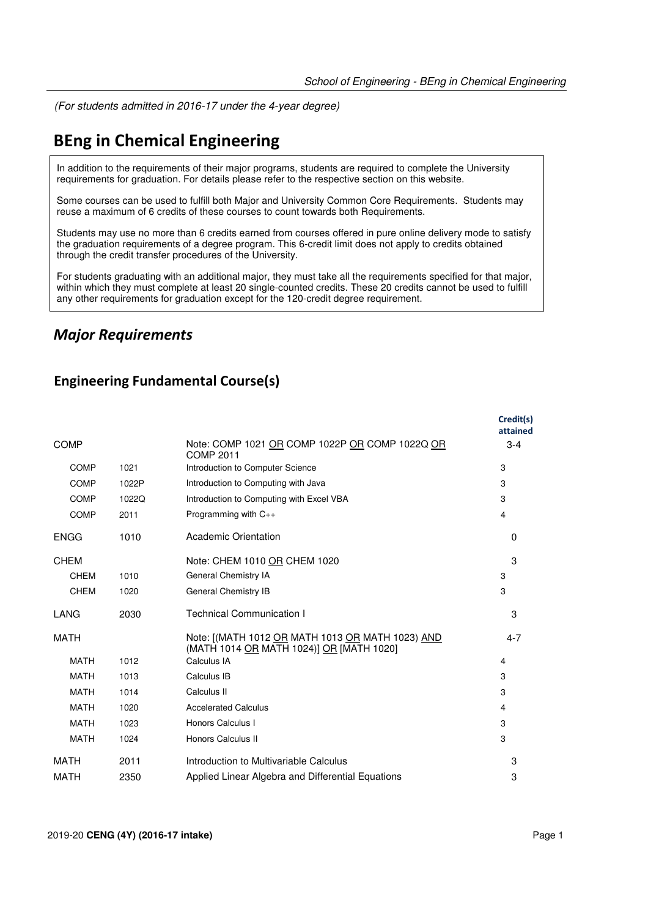*(For students admitted in 2016-17 under the 4-year degree)*

# BEng in Chemical Engineering

In addition to the requirements of their major programs, students are required to complete the University requirements for graduation. For details please refer to the respective section on this website.

Some courses can be used to fulfill both Major and University Common Core Requirements. Students may reuse a maximum of 6 credits of these courses to count towards both Requirements.

Students may use no more than 6 credits earned from courses offered in pure online delivery mode to satisfy the graduation requirements of a degree program. This 6-credit limit does not apply to credits obtained through the credit transfer procedures of the University.

For students graduating with an additional major, they must take all the requirements specified for that major, within which they must complete at least 20 single-counted credits. These 20 credits cannot be used to fulfill any other requirements for graduation except for the 120-credit degree requirement.

## *Major Requirements*

### Engineering Fundamental Course(s)

| | | | Credit(s) attained |
|---|---|---|---|
| COMP | | Note: COMP 1021 OR COMP 1022P OR COMP 1022Q OR COMP 2011 | 3-4 |
| COMP | 1021 | Introduction to Computer Science | 3 |
| COMP | 1022P | Introduction to Computing with Java | 3 |
| COMP | 1022Q | Introduction to Computing with Excel VBA | 3 |
| COMP | 2011 | Programming with C++ | 4 |
| ENGG | 1010 | Academic Orientation | 0 |
| CHEM | | Note: CHEM 1010 OR CHEM 1020 | 3 |
| CHEM | 1010 | General Chemistry IA | 3 |
| CHEM | 1020 | General Chemistry IB | 3 |
| LANG | 2030 | Technical Communication I | 3 |
| MATH | | Note: [(MATH 1012 OR MATH 1013 OR MATH 1023) AND (MATH 1014 OR MATH 1024)] OR [MATH 1020] | 4-7 |
| MATH | 1012 | Calculus IA | 4 |
| MATH | 1013 | Calculus IB | 3 |
| MATH | 1014 | Calculus II | 3 |
| MATH | 1020 | Accelerated Calculus | 4 |
| MATH | 1023 | Honors Calculus I | 3 |
| MATH | 1024 | Honors Calculus II | 3 |
| MATH | 2011 | Introduction to Multivariable Calculus | 3 |
| MATH | 2350 | Applied Linear Algebra and Differential Equations | 3 |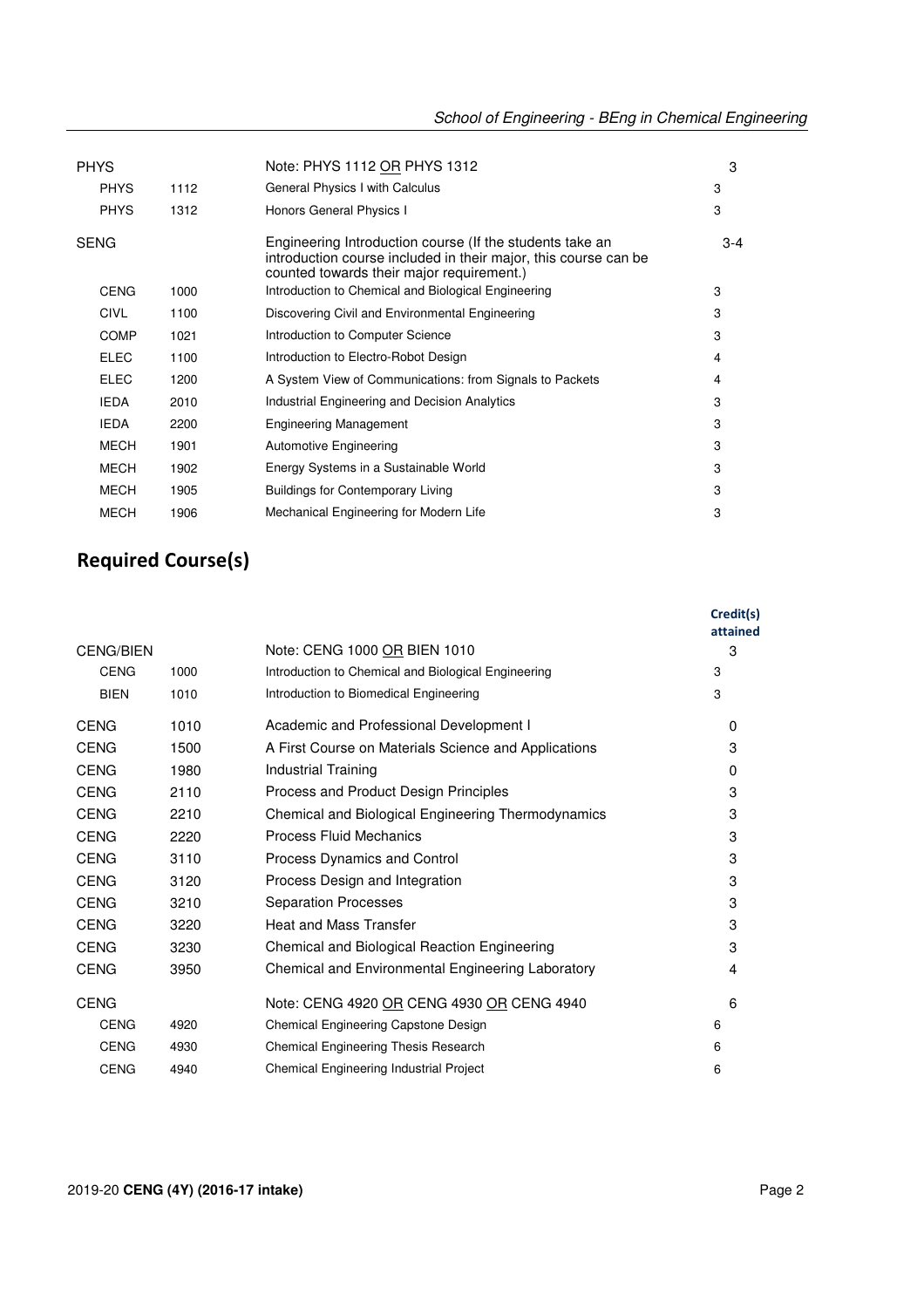| | | | |
|---|---|---|---|
| PHYS | | Note: PHYS 1112 OR PHYS 1312 | 3 |
| PHYS | 1112 | General Physics I with Calculus | 3 |
| PHYS | 1312 | Honors General Physics I | 3 |
| SENG | | Engineering Introduction course (If the students take an introduction course included in their major, this course can be counted towards their major requirement.) | 3-4 |
| CENG | 1000 | Introduction to Chemical and Biological Engineering | 3 |
| CIVL | 1100 | Discovering Civil and Environmental Engineering | 3 |
| COMP | 1021 | Introduction to Computer Science | 3 |
| ELEC | 1100 | Introduction to Electro-Robot Design | 4 |
| ELEC | 1200 | A System View of Communications: from Signals to Packets | 4 |
| IEDA | 2010 | Industrial Engineering and Decision Analytics | 3 |
| IEDA | 2200 | Engineering Management | 3 |
| MECH | 1901 | Automotive Engineering | 3 |
| MECH | 1902 | Energy Systems in a Sustainable World | 3 |
| MECH | 1905 | Buildings for Contemporary Living | 3 |
| MECH | 1906 | Mechanical Engineering for Modern Life | 3 |

## Required Course(s)

| | | | Credit(s) attained |
|---|---|---|---|
| CENG/BIEN | | Note: CENG 1000 OR BIEN 1010 | 3 |
| CENG | 1000 | Introduction to Chemical and Biological Engineering | 3 |
| BIEN | 1010 | Introduction to Biomedical Engineering | 3 |
| CENG | 1010 | Academic and Professional Development I | 0 |
| CENG | 1500 | A First Course on Materials Science and Applications | 3 |
| CENG | 1980 | Industrial Training | 0 |
| CENG | 2110 | Process and Product Design Principles | 3 |
| CENG | 2210 | Chemical and Biological Engineering Thermodynamics | 3 |
| CENG | 2220 | Process Fluid Mechanics | 3 |
| CENG | 3110 | Process Dynamics and Control | 3 |
| CENG | 3120 | Process Design and Integration | 3 |
| CENG | 3210 | Separation Processes | 3 |
| CENG | 3220 | Heat and Mass Transfer | 3 |
| CENG | 3230 | Chemical and Biological Reaction Engineering | 3 |
| CENG | 3950 | Chemical and Environmental Engineering Laboratory | 4 |
| CENG | | Note: CENG 4920 OR CENG 4930 OR CENG 4940 | 6 |
| CENG | 4920 | Chemical Engineering Capstone Design | 6 |
| CENG | 4930 | Chemical Engineering Thesis Research | 6 |
| CENG | 4940 | Chemical Engineering Industrial Project | 6 |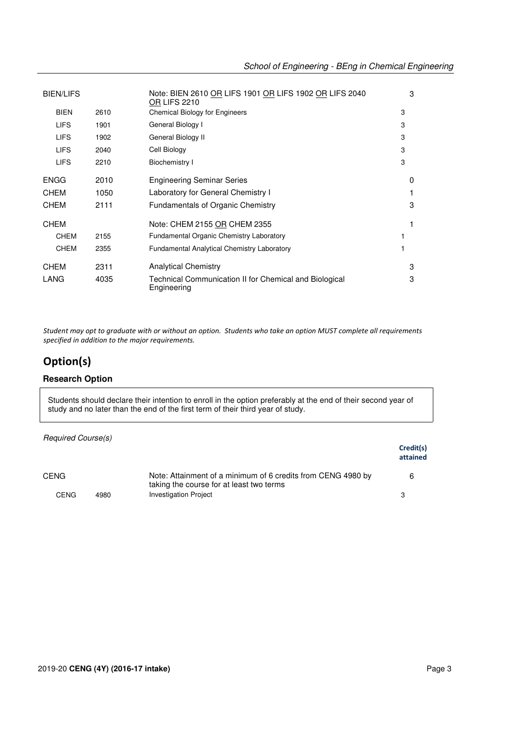| | | | |
|---|---|---|---|
| BIEN/LIFS | | Note: BIEN 2610 <u>OR</u> LIFS 1901 <u>OR</u> LIFS 1902 <u>OR</u> LIFS 2040 <u>OR</u> LIFS 2210 | 3 |
| BIEN | 2610 | Chemical Biology for Engineers | 3 |
| LIFS | 1901 | General Biology I | 3 |
| LIFS | 1902 | General Biology II | 3 |
| LIFS | 2040 | Cell Biology | 3 |
| LIFS | 2210 | Biochemistry I | 3 |
| ENGG | 2010 | Engineering Seminar Series | 0 |
| CHEM | 1050 | Laboratory for General Chemistry I | 1 |
| CHEM | 2111 | Fundamentals of Organic Chemistry | 3 |
| CHEM | | Note: CHEM 2155 <u>OR</u> CHEM 2355 | 1 |
| CHEM | 2155 | Fundamental Organic Chemistry Laboratory | 1 |
| CHEM | 2355 | Fundamental Analytical Chemistry Laboratory | 1 |
| CHEM | 2311 | Analytical Chemistry | 3 |
| LANG | 4035 | Technical Communication II for Chemical and Biological Engineering | 3 |

*Student may opt to graduate with or without an option. Students who take an option MUST complete all requirements specified in addition to the major requirements.*

## Option(s)

### Research Option

Students should declare their intention to enroll in the option preferably at the end of their second year of study and no later than the end of the first term of their third year of study.

*Required Course(s)*

| | | | Credit(s) attained |
|---|---|---|---|
| CENG | | Note: Attainment of a minimum of 6 credits from CENG 4980 by taking the course for at least two terms | 6 |
| CENG | 4980 | Investigation Project | 3 |